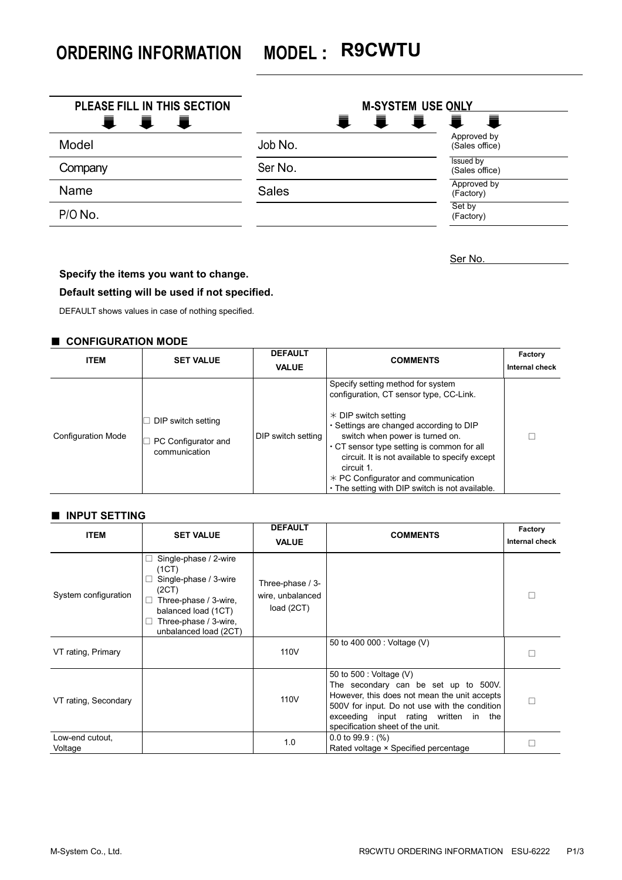# ORDERING INFORMATION MODEL : R9CWTU

| PLEASE FILL IN THIS SECTION |
|---|
| Model |
| Company |
| Name |
| P/O No. |

| M-SYSTEM USE ONLY | |
|---|---|
| Job No. | Approved by (Sales office) |
| Ser No. | Issued by (Sales office) |
| Sales | Approved by (Factory) |
| | Set by (Factory) |

Ser No.

**Specify the items you want to change.**

**Default setting will be used if not specified.**

DEFAULT shows values in case of nothing specified.

## ■ CONFIGURATION MODE

| ITEM | SET VALUE | DEFAULT VALUE | COMMENTS | Factory Internal check |
|---|---|---|---|---|
| Configuration Mode | ☐ DIP switch setting<br>☐ PC Configurator and communication | DIP switch setting | Specify setting method for system configuration, CT sensor type, CC-Link.<br>* DIP switch setting<br>・Settings are changed according to DIP switch when power is turned on.<br>・CT sensor type setting is common for all circuit. It is not available to specify except circuit 1.<br>* PC Configurator and communication<br>・The setting with DIP switch is not available. | ☐ |

## ■ INPUT SETTING

| ITEM | SET VALUE | DEFAULT VALUE | COMMENTS | Factory Internal check |
|---|---|---|---|---|
| System configuration | ☐ Single-phase / 2-wire (1CT)<br>☐ Single-phase / 3-wire (2CT)<br>☐ Three-phase / 3-wire, balanced load (1CT)<br>☐ Three-phase / 3-wire, unbalanced load (2CT) | Three-phase / 3-wire, unbalanced load (2CT) | | ☐ |
| VT rating, Primary | | 110V | 50 to 400 000 : Voltage (V) | ☐ |
| VT rating, Secondary | | 110V | 50 to 500 : Voltage (V)<br>The secondary can be set up to 500V. However, this does not mean the unit accepts 500V for input. Do not use with the condition exceeding input rating written in the specification sheet of the unit. | ☐ |
| Low-end cutout, Voltage | | 1.0 | 0.0 to 99.9 : (%)<br>Rated voltage × Specified percentage | ☐ |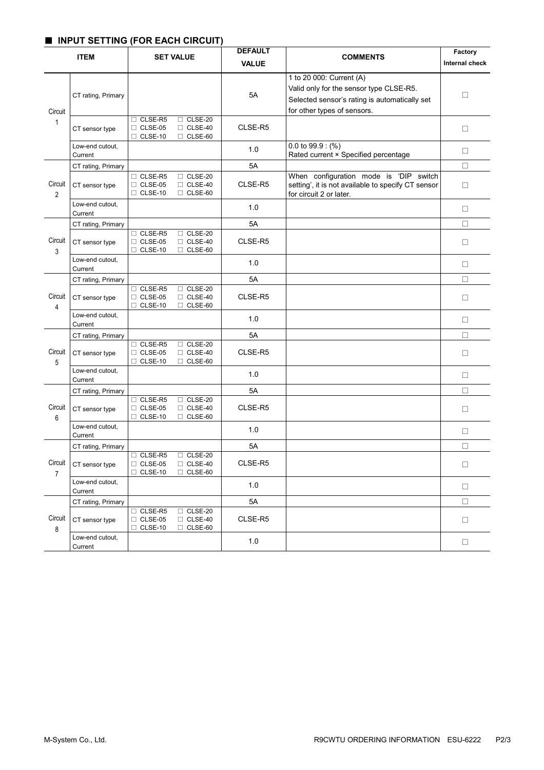## ■ INPUT SETTING (FOR EACH CIRCUIT)

| ITEM | | SET VALUE | DEFAULT VALUE | COMMENTS | Factory Internal check |
|---|---|---|---|---|---|
| Circuit 1 | CT rating, Primary | | 5A | 1 to 20 000: Current (A)<br>Valid only for the sensor type CLSE-R5.<br>Selected sensor's rating is automatically set for other types of sensors. | □ |
| | CT sensor type | □ CLSE-R5 □ CLSE-20<br>□ CLSE-05 □ CLSE-40<br>□ CLSE-10 □ CLSE-60 | CLSE-R5 | | □ |
| | Low-end cutout, Current | | 1.0 | 0.0 to 99.9 : (%)<br>Rated current × Specified percentage | □ |
| Circuit 2 | CT rating, Primary | | 5A | When configuration mode is 'DIP switch setting', it is not available to specify CT sensor for circuit 2 or later. | □ |
| | CT sensor type | □ CLSE-R5 □ CLSE-20<br>□ CLSE-05 □ CLSE-40<br>□ CLSE-10 □ CLSE-60 | CLSE-R5 | | □ |
| | Low-end cutout, Current | | 1.0 | | □ |
| Circuit 3 | CT rating, Primary | | 5A | | □ |
| | CT sensor type | □ CLSE-R5 □ CLSE-20<br>□ CLSE-05 □ CLSE-40<br>□ CLSE-10 □ CLSE-60 | CLSE-R5 | | □ |
| | Low-end cutout, Current | | 1.0 | | □ |
| Circuit 4 | CT rating, Primary | | 5A | | □ |
| | CT sensor type | □ CLSE-R5 □ CLSE-20<br>□ CLSE-05 □ CLSE-40<br>□ CLSE-10 □ CLSE-60 | CLSE-R5 | | □ |
| | Low-end cutout, Current | | 1.0 | | □ |
| Circuit 5 | CT rating, Primary | | 5A | | □ |
| | CT sensor type | □ CLSE-R5 □ CLSE-20<br>□ CLSE-05 □ CLSE-40<br>□ CLSE-10 □ CLSE-60 | CLSE-R5 | | □ |
| | Low-end cutout, Current | | 1.0 | | □ |
| Circuit 6 | CT rating, Primary | | 5A | | □ |
| | CT sensor type | □ CLSE-R5 □ CLSE-20<br>□ CLSE-05 □ CLSE-40<br>□ CLSE-10 □ CLSE-60 | CLSE-R5 | | □ |
| | Low-end cutout, Current | | 1.0 | | □ |
| Circuit 7 | CT rating, Primary | | 5A | | □ |
| | CT sensor type | □ CLSE-R5 □ CLSE-20<br>□ CLSE-05 □ CLSE-40<br>□ CLSE-10 □ CLSE-60 | CLSE-R5 | | □ |
| | Low-end cutout, Current | | 1.0 | | □ |
| Circuit 8 | CT rating, Primary | | 5A | | □ |
| | CT sensor type | □ CLSE-R5 □ CLSE-20<br>□ CLSE-05 □ CLSE-40<br>□ CLSE-10 □ CLSE-60 | CLSE-R5 | | □ |
| | Low-end cutout, Current | | 1.0 | | □ |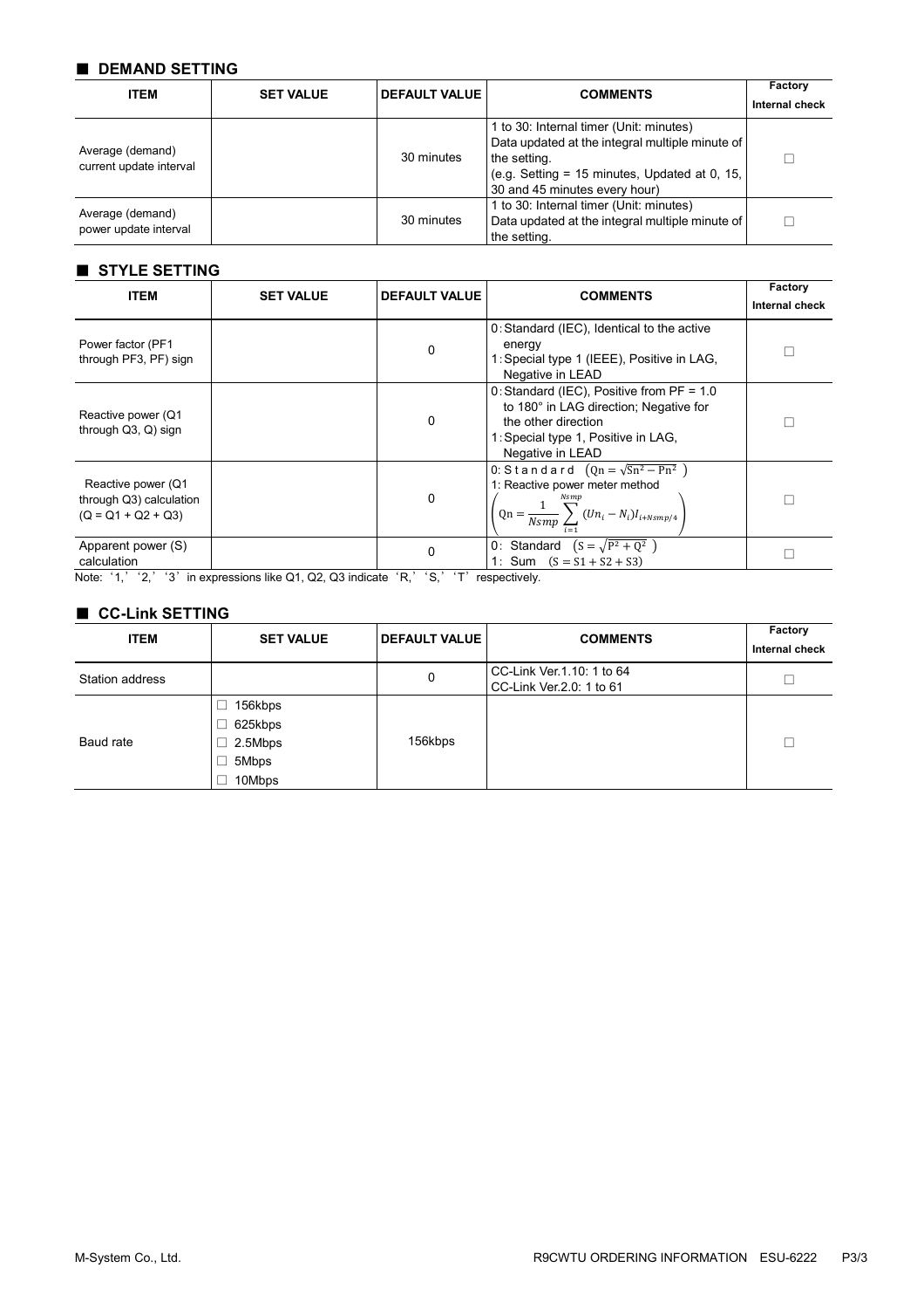## ■ DEMAND SETTING

| ITEM | SET VALUE | DEFAULT VALUE | COMMENTS | Factory Internal check |
|---|---|---|---|---|
| Average (demand) current update interval | | 30 minutes | 1 to 30: Internal timer (Unit: minutes) Data updated at the integral multiple minute of the setting. (e.g. Setting = 15 minutes, Updated at 0, 15, 30 and 45 minutes every hour) | □ |
| Average (demand) power update interval | | 30 minutes | 1 to 30: Internal timer (Unit: minutes) Data updated at the integral multiple minute of the setting. | □ |

## ■ STYLE SETTING

| ITEM | SET VALUE | DEFAULT VALUE | COMMENTS | Factory Internal check |
|---|---|---|---|---|
| Power factor (PF1 through PF3, PF) sign | | 0 | 0: Standard (IEC), Identical to the active energy<br>1: Special type 1 (IEEE), Positive in LAG, Negative in LEAD | □ |
| Reactive power (Q1 through Q3, Q) sign | | 0 | 0: Standard (IEC), Positive from PF = 1.0 to 180° in LAG direction; Negative for the other direction<br>1: Special type 1, Positive in LAG, Negative in LEAD | □ |
| Reactive power (Q1 through Q3) calculation (Q = Q1 + Q2 + Q3) | | 0 | 0: Standard $\left(\mathrm{Qn} = \sqrt{\mathrm{Sn}^2 - \mathrm{Pn}^2}\right)$<br>1: Reactive power meter method $\left(\mathrm{Qn} = \frac{1}{Nsmp} \sum_{i=1}^{Nsmp} (Un_i - N_i) I_{i+Nsmp/4}\right)$ | □ |
| Apparent power (S) calculation | | 0 | 0: Standard $\left(S = \sqrt{P^2 + Q^2}\right)$<br>1: Sum $(S = S1 + S2 + S3)$ | □ |

Note: '1,' '2,' '3' in expressions like Q1, Q2, Q3 indicate 'R,' 'S,' 'T' respectively.

## ■ CC-Link SETTING

| ITEM | SET VALUE | DEFAULT VALUE | COMMENTS | Factory Internal check |
|---|---|---|---|---|
| Station address | | 0 | CC-Link Ver.1.10: 1 to 64<br>CC-Link Ver.2.0: 1 to 61 | □ |
| Baud rate | □ 156kbps<br>□ 625kbps<br>□ 2.5Mbps<br>□ 5Mbps<br>□ 10Mbps | 156kbps | | □ |